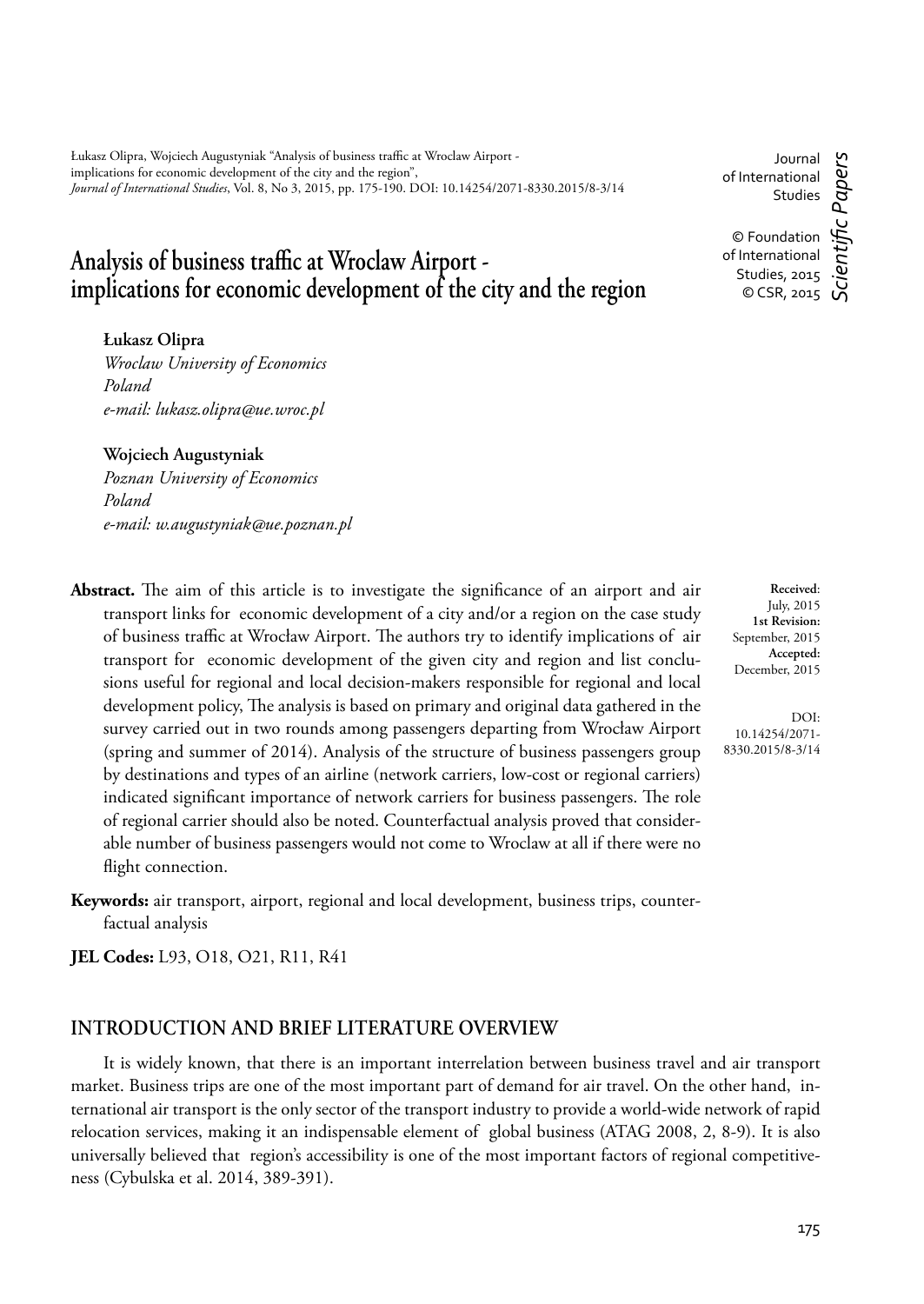Łukasz Olipra, Wojciech Augustyniak "Analysis of business traffic at Wroclaw Airport - implications for economic development of the city and the region", *Journal of International Studies*, Vol. 8, No 3, 2015, pp. 175-190. DOI: 10.14254/2071-8330.2015/8-3/14

Journal of International Studies

© Foundation of International Studies, 2015
© CSR, 2015

*Scientific Papers*

# Analysis of business traffic at Wroclaw Airport - implications for economic development of the city and the region

**Łukasz Olipra**
*Wroclaw University of Economics*
*Poland*
*e-mail: lukasz.olipra@ue.wroc.pl*

**Wojciech Augustyniak**
*Poznan University of Economics*
*Poland*
*e-mail: w.augustyniak@ue.poznan.pl*

**Received**: July, 2015
**1st Revision:** September, 2015
**Accepted:** December, 2015

DOI: 10.14254/2071-8330.2015/8-3/14

**Abstract.** The aim of this article is to investigate the significance of an airport and air transport links for economic development of a city and/or a region on the case study of business traffic at Wrocław Airport. The authors try to identify implications of air transport for economic development of the given city and region and list conclusions useful for regional and local decision-makers responsible for regional and local development policy, The analysis is based on primary and original data gathered in the survey carried out in two rounds among passengers departing from Wrocław Airport (spring and summer of 2014). Analysis of the structure of business passengers group by destinations and types of an airline (network carriers, low-cost or regional carriers) indicated significant importance of network carriers for business passengers. The role of regional carrier should also be noted. Counterfactual analysis proved that considerable number of business passengers would not come to Wroclaw at all if there were no flight connection.

**Keywords:** air transport, airport, regional and local development, business trips, counterfactual analysis

**JEL Codes:** L93, O18, O21, R11, R41

## INTRODUCTION AND BRIEF LITERATURE OVERVIEW

It is widely known, that there is an important interrelation between business travel and air transport market. Business trips are one of the most important part of demand for air travel. On the other hand, international air transport is the only sector of the transport industry to provide a world-wide network of rapid relocation services, making it an indispensable element of global business (ATAG 2008, 2, 8-9). It is also universally believed that region's accessibility is one of the most important factors of regional competitiveness (Cybulska et al. 2014, 389-391).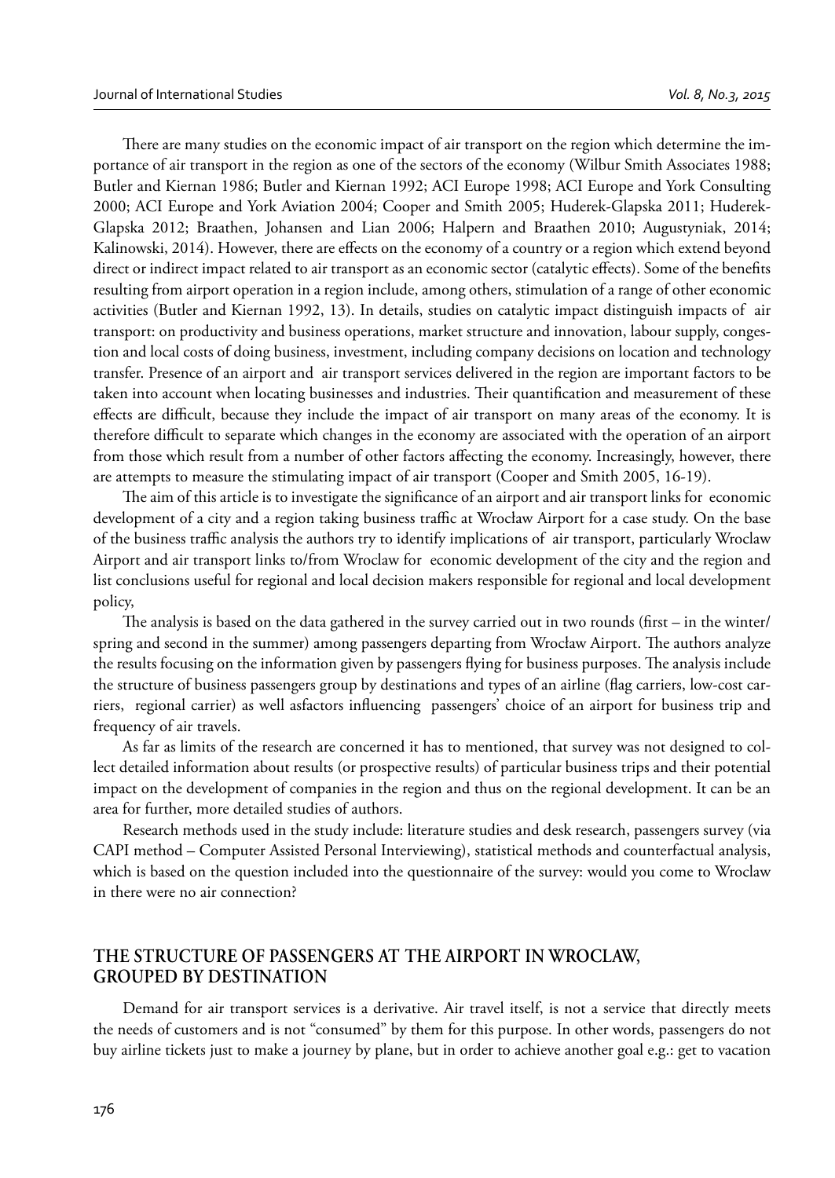There are many studies on the economic impact of air transport on the region which determine the importance of air transport in the region as one of the sectors of the economy (Wilbur Smith Associates 1988; Butler and Kiernan 1986; Butler and Kiernan 1992; ACI Europe 1998; ACI Europe and York Consulting 2000; ACI Europe and York Aviation 2004; Cooper and Smith 2005; Huderek-Glapska 2011; Huderek-Glapska 2012; Braathen, Johansen and Lian 2006; Halpern and Braathen 2010; Augustyniak, 2014; Kalinowski, 2014). However, there are effects on the economy of a country or a region which extend beyond direct or indirect impact related to air transport as an economic sector (catalytic effects). Some of the benefits resulting from airport operation in a region include, among others, stimulation of a range of other economic activities (Butler and Kiernan 1992, 13). In details, studies on catalytic impact distinguish impacts of air transport: on productivity and business operations, market structure and innovation, labour supply, congestion and local costs of doing business, investment, including company decisions on location and technology transfer. Presence of an airport and air transport services delivered in the region are important factors to be taken into account when locating businesses and industries. Their quantification and measurement of these effects are difficult, because they include the impact of air transport on many areas of the economy. It is therefore difficult to separate which changes in the economy are associated with the operation of an airport from those which result from a number of other factors affecting the economy. Increasingly, however, there are attempts to measure the stimulating impact of air transport (Cooper and Smith 2005, 16-19).

The aim of this article is to investigate the significance of an airport and air transport links for economic development of a city and a region taking business traffic at Wrocław Airport for a case study. On the base of the business traffic analysis the authors try to identify implications of air transport, particularly Wroclaw Airport and air transport links to/from Wroclaw for economic development of the city and the region and list conclusions useful for regional and local decision makers responsible for regional and local development policy,

The analysis is based on the data gathered in the survey carried out in two rounds (first – in the winter/spring and second in the summer) among passengers departing from Wrocław Airport. The authors analyze the results focusing on the information given by passengers flying for business purposes. The analysis include the structure of business passengers group by destinations and types of an airline (flag carriers, low-cost carriers, regional carrier) as well asfactors influencing passengers' choice of an airport for business trip and frequency of air travels.

As far as limits of the research are concerned it has to mentioned, that survey was not designed to collect detailed information about results (or prospective results) of particular business trips and their potential impact on the development of companies in the region and thus on the regional development. It can be an area for further, more detailed studies of authors.

Research methods used in the study include: literature studies and desk research, passengers survey (via CAPI method – Computer Assisted Personal Interviewing), statistical methods and counterfactual analysis, which is based on the question included into the questionnaire of the survey: would you come to Wroclaw in there were no air connection?

## THE STRUCTURE OF PASSENGERS AT THE AIRPORT IN WROCLAW, GROUPED BY DESTINATION

Demand for air transport services is a derivative. Air travel itself, is not a service that directly meets the needs of customers and is not "consumed" by them for this purpose. In other words, passengers do not buy airline tickets just to make a journey by plane, but in order to achieve another goal e.g.: get to vacation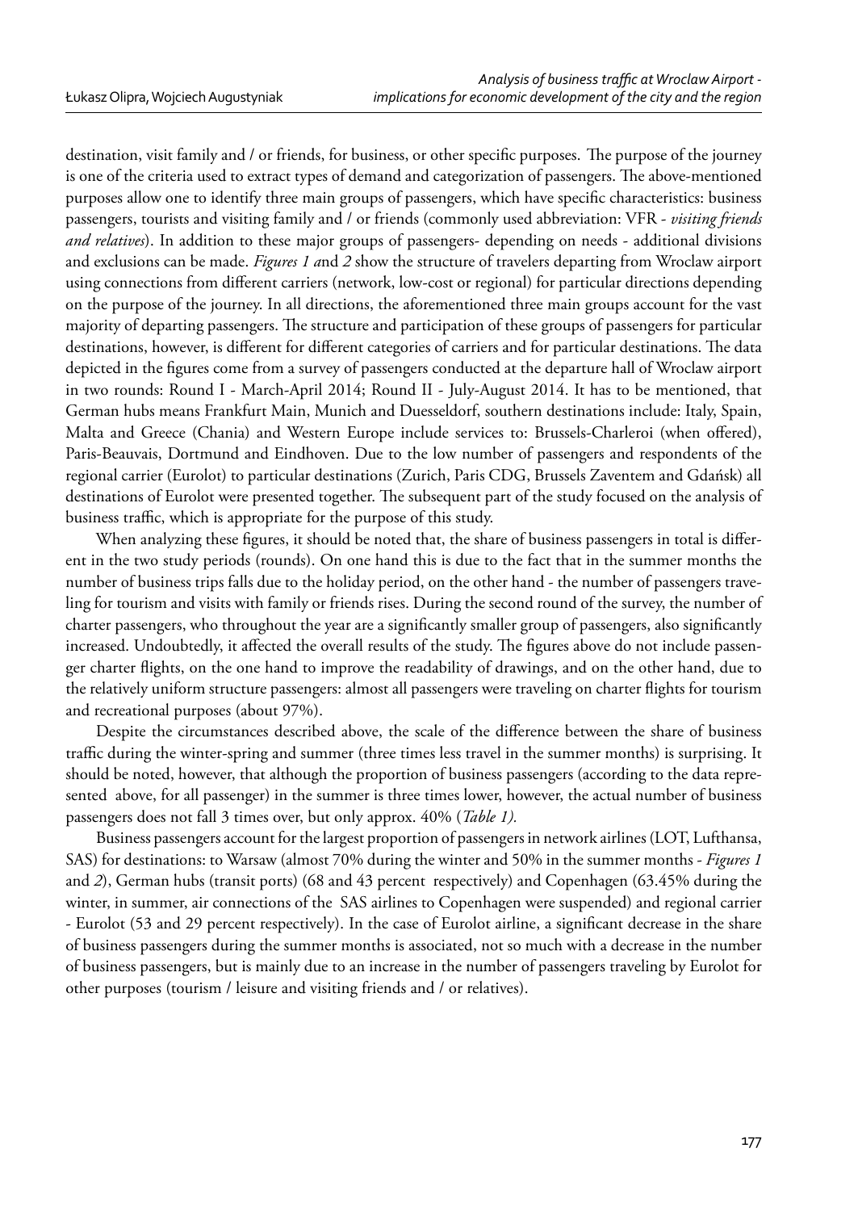destination, visit family and / or friends, for business, or other specific purposes. The purpose of the journey is one of the criteria used to extract types of demand and categorization of passengers. The above-mentioned purposes allow one to identify three main groups of passengers, which have specific characteristics: business passengers, tourists and visiting family and / or friends (commonly used abbreviation: VFR - *visiting friends and relatives*). In addition to these major groups of passengers- depending on needs - additional divisions and exclusions can be made. *Figures 1 a*nd *2* show the structure of travelers departing from Wroclaw airport using connections from different carriers (network, low-cost or regional) for particular directions depending on the purpose of the journey. In all directions, the aforementioned three main groups account for the vast majority of departing passengers. The structure and participation of these groups of passengers for particular destinations, however, is different for different categories of carriers and for particular destinations. The data depicted in the figures come from a survey of passengers conducted at the departure hall of Wroclaw airport in two rounds: Round I - March-April 2014; Round II - July-August 2014. It has to be mentioned, that German hubs means Frankfurt Main, Munich and Duesseldorf, southern destinations include: Italy, Spain, Malta and Greece (Chania) and Western Europe include services to: Brussels-Charleroi (when offered), Paris-Beauvais, Dortmund and Eindhoven. Due to the low number of passengers and respondents of the regional carrier (Eurolot) to particular destinations (Zurich, Paris CDG, Brussels Zaventem and Gdańsk) all destinations of Eurolot were presented together. The subsequent part of the study focused on the analysis of business traffic, which is appropriate for the purpose of this study.

When analyzing these figures, it should be noted that, the share of business passengers in total is different in the two study periods (rounds). On one hand this is due to the fact that in the summer months the number of business trips falls due to the holiday period, on the other hand - the number of passengers traveling for tourism and visits with family or friends rises. During the second round of the survey, the number of charter passengers, who throughout the year are a significantly smaller group of passengers, also significantly increased. Undoubtedly, it affected the overall results of the study. The figures above do not include passenger charter flights, on the one hand to improve the readability of drawings, and on the other hand, due to the relatively uniform structure passengers: almost all passengers were traveling on charter flights for tourism and recreational purposes (about 97%).

Despite the circumstances described above, the scale of the difference between the share of business traffic during the winter-spring and summer (three times less travel in the summer months) is surprising. It should be noted, however, that although the proportion of business passengers (according to the data represented above, for all passenger) in the summer is three times lower, however, the actual number of business passengers does not fall 3 times over, but only approx. 40% (*Table 1).*

Business passengers account for the largest proportion of passengers in network airlines (LOT, Lufthansa, SAS) for destinations: to Warsaw (almost 70% during the winter and 50% in the summer months - *Figures 1* and *2*), German hubs (transit ports) (68 and 43 percent respectively) and Copenhagen (63.45% during the winter, in summer, air connections of the SAS airlines to Copenhagen were suspended) and regional carrier - Eurolot (53 and 29 percent respectively). In the case of Eurolot airline, a significant decrease in the share of business passengers during the summer months is associated, not so much with a decrease in the number of business passengers, but is mainly due to an increase in the number of passengers traveling by Eurolot for other purposes (tourism / leisure and visiting friends and / or relatives).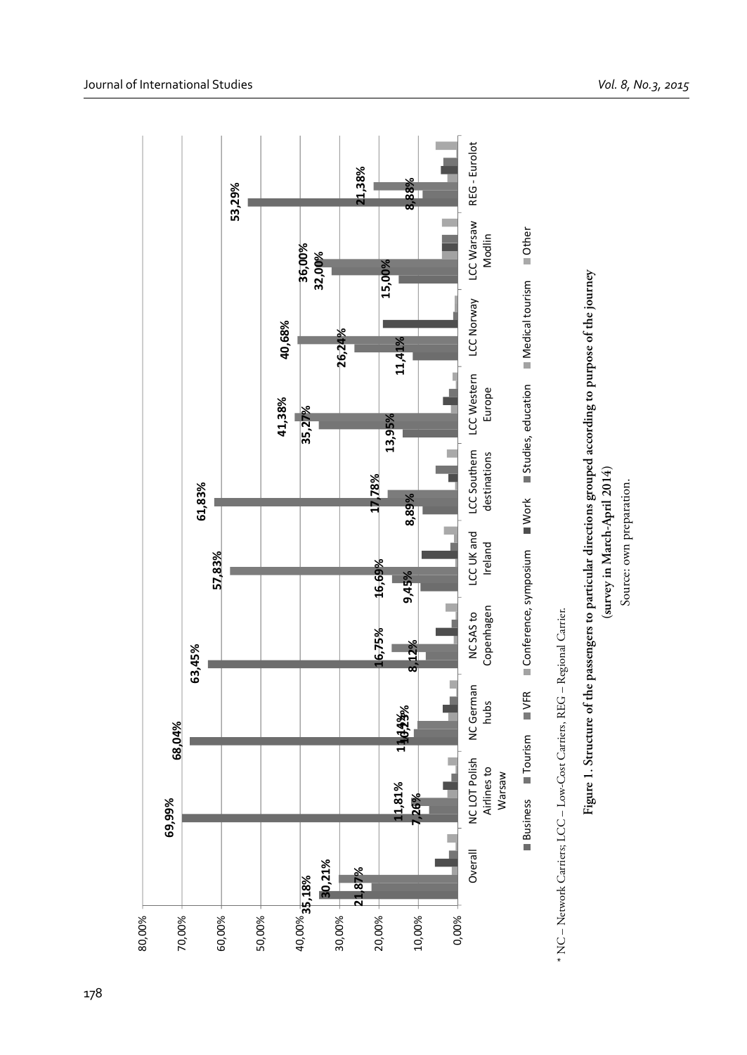| | Business | Tourism | VFR | Conference, symposium | Work | Studies, education | Medical tourism | Other |
|---|---|---|---|---|---|---|---|---|
| Overall | 35,18% | 21,87% | 30,21% | | | | | |
| NC LOT Polish Airlines to Warsaw | 69,99% | 7,26% | 11,81% | | | | | |
| NC German hubs | 68,04% | 10,23% | 11,14% | | | | | |
| NC SAS to Copenhagen | 63,45% | 8,12% | 16,75% | | | | | |
| LCC UK and Ireland | 9,45% | 16,69% | 57,83% | | | | | |
| LCC Southern destinations | 8,89% | 61,83% | 17,78% | | | | | |
| LCC Western Europe | 13,95% | 35,27% | 41,38% | | | | | |
| LCC Norway | 11,41% | 26,24% | 40,68% | | | | | |
| LCC Warsaw Modlin | 15,00% | 32,00% | 36,00% | | | | | |
| REG - Eurolot | 53,29% | 8,88% | 21,38% | | | | | |

\* NC – Network Carriers; LCC – Low-Cost Carriers, REG – Regional Carrier.

**Figure 1. Structure of the passengers to particular directions grouped according to purpose of the journey (survey in March-April 2014)**

Source: own preparation.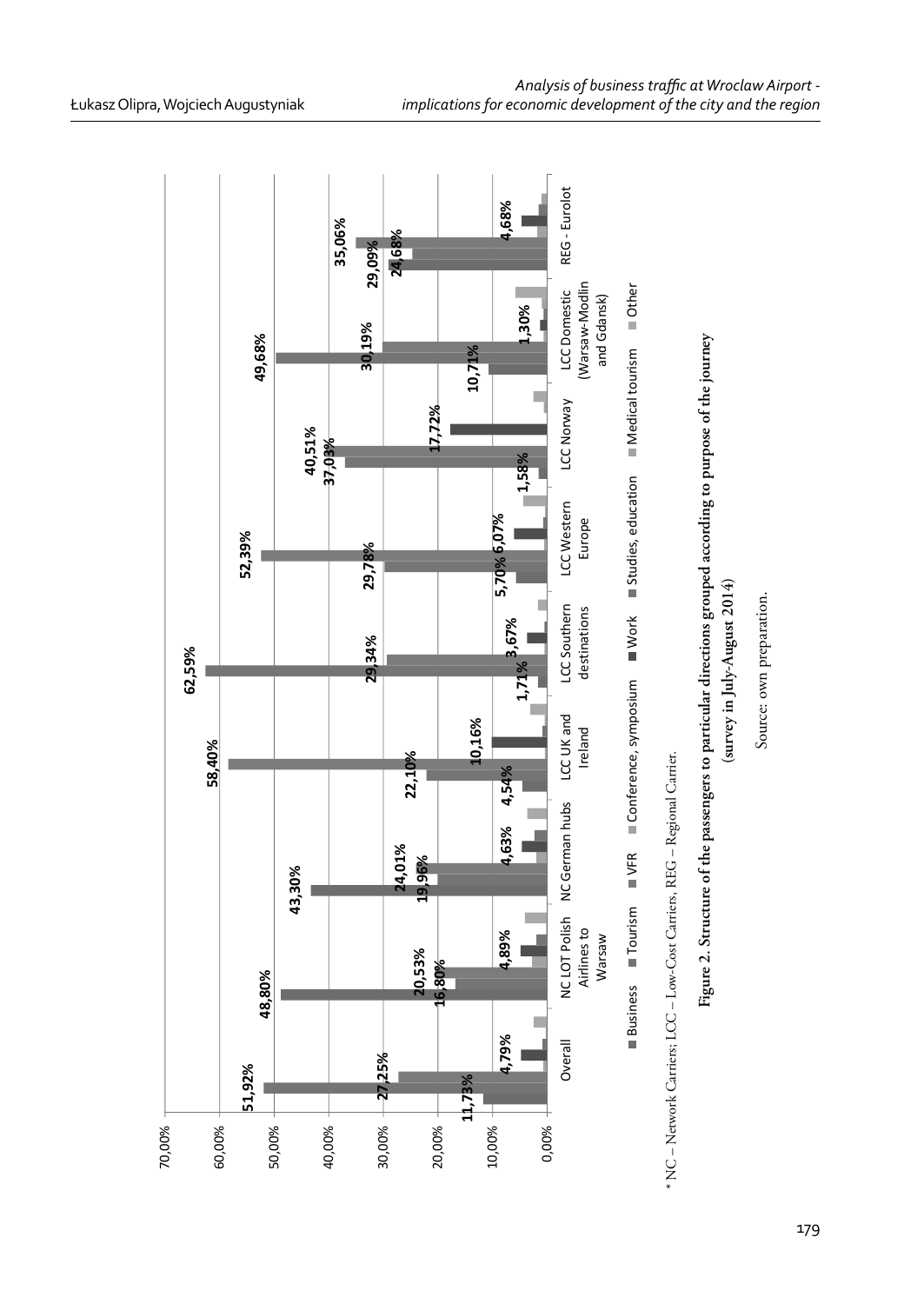\* NC – Network Carriers; LCC – Low-Cost Carriers, REG – Regional Carrier.

**Figure 2. Structure of the passengers to particular directions grouped according to purpose of the journey (survey in July-August 2014)**

Source: own preparation.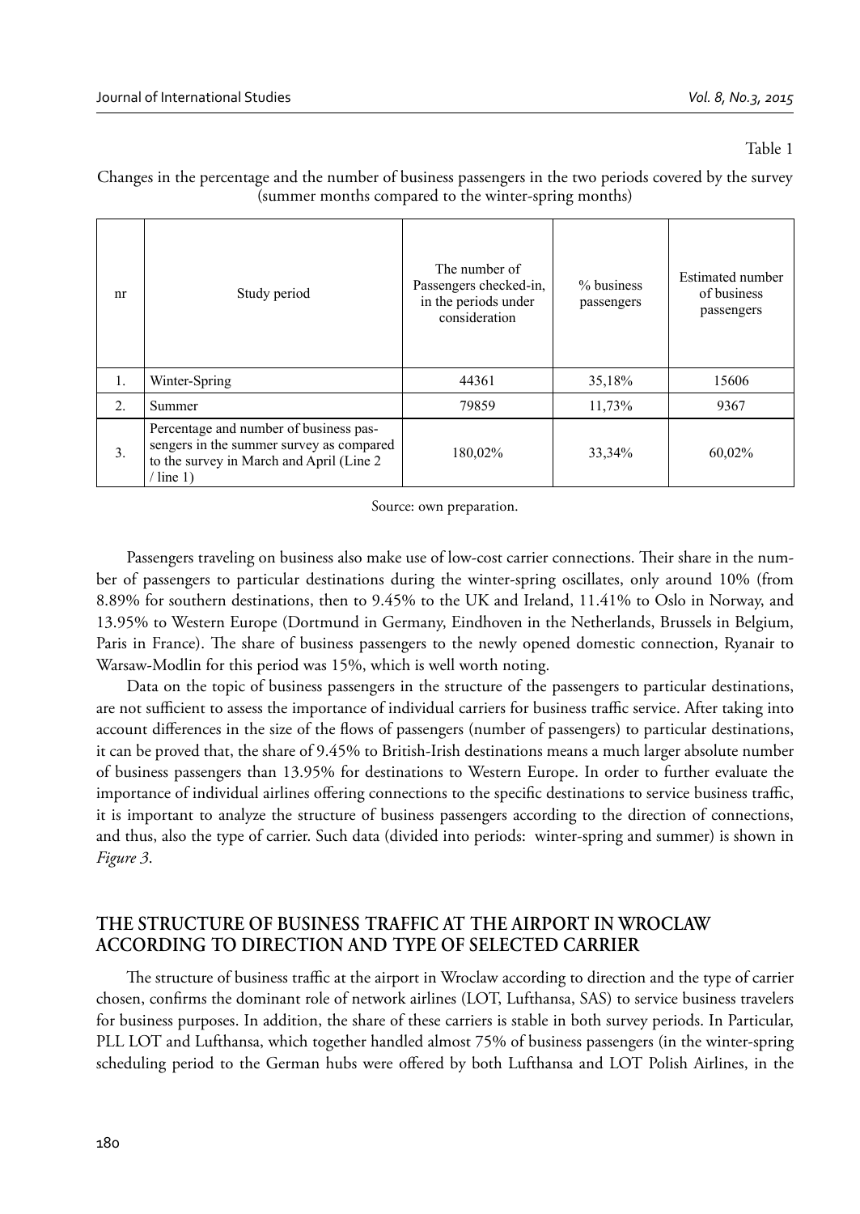Table 1

Changes in the percentage and the number of business passengers in the two periods covered by the survey (summer months compared to the winter-spring months)

| nr | Study period | The number of Passengers checked-in, in the periods under consideration | % business passengers | Estimated number of business passengers |
|---|---|---|---|---|
| 1. | Winter-Spring | 44361 | 35,18% | 15606 |
| 2. | Summer | 79859 | 11,73% | 9367 |
| 3. | Percentage and number of business passengers in the summer survey as compared to the survey in March and April (Line 2 / line 1) | 180,02% | 33,34% | 60,02% |

Source: own preparation.

Passengers traveling on business also make use of low-cost carrier connections. Their share in the number of passengers to particular destinations during the winter-spring oscillates, only around 10% (from 8.89% for southern destinations, then to 9.45% to the UK and Ireland, 11.41% to Oslo in Norway, and 13.95% to Western Europe (Dortmund in Germany, Eindhoven in the Netherlands, Brussels in Belgium, Paris in France). The share of business passengers to the newly opened domestic connection, Ryanair to Warsaw-Modlin for this period was 15%, which is well worth noting.

Data on the topic of business passengers in the structure of the passengers to particular destinations, are not sufficient to assess the importance of individual carriers for business traffic service. After taking into account differences in the size of the flows of passengers (number of passengers) to particular destinations, it can be proved that, the share of 9.45% to British-Irish destinations means a much larger absolute number of business passengers than 13.95% for destinations to Western Europe. In order to further evaluate the importance of individual airlines offering connections to the specific destinations to service business traffic, it is important to analyze the structure of business passengers according to the direction of connections, and thus, also the type of carrier. Such data (divided into periods: winter-spring and summer) is shown in *Figure 3*.

## THE STRUCTURE OF BUSINESS TRAFFIC AT THE AIRPORT IN WROCLAW ACCORDING TO DIRECTION AND TYPE OF SELECTED CARRIER

The structure of business traffic at the airport in Wroclaw according to direction and the type of carrier chosen, confirms the dominant role of network airlines (LOT, Lufthansa, SAS) to service business travelers for business purposes. In addition, the share of these carriers is stable in both survey periods. In Particular, PLL LOT and Lufthansa, which together handled almost 75% of business passengers (in the winter-spring scheduling period to the German hubs were offered by both Lufthansa and LOT Polish Airlines, in the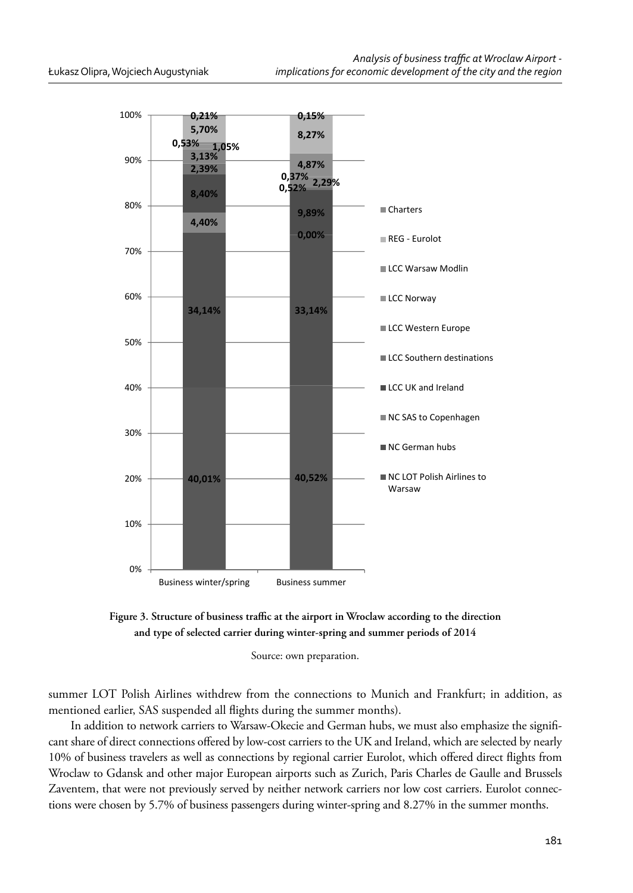**Figure 3. Structure of business traffic at the airport in Wroclaw according to the direction and type of selected carrier during winter-spring and summer periods of 2014**

Source: own preparation.

summer LOT Polish Airlines withdrew from the connections to Munich and Frankfurt; in addition, as mentioned earlier, SAS suspended all flights during the summer months).

In addition to network carriers to Warsaw-Okecie and German hubs, we must also emphasize the significant share of direct connections offered by low-cost carriers to the UK and Ireland, which are selected by nearly 10% of business travelers as well as connections by regional carrier Eurolot, which offered direct flights from Wroclaw to Gdansk and other major European airports such as Zurich, Paris Charles de Gaulle and Brussels Zaventem, that were not previously served by neither network carriers nor low cost carriers. Eurolot connections were chosen by 5.7% of business passengers during winter-spring and 8.27% in the summer months.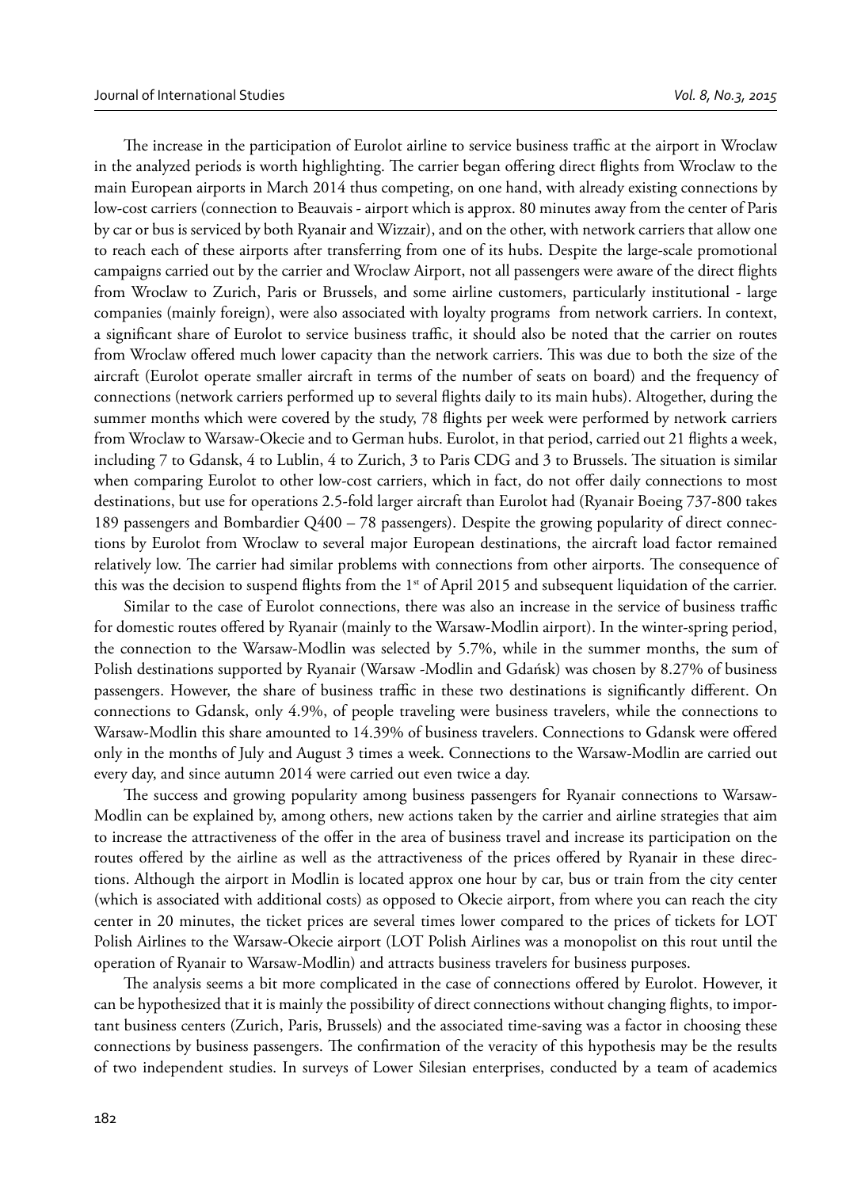The increase in the participation of Eurolot airline to service business traffic at the airport in Wroclaw in the analyzed periods is worth highlighting. The carrier began offering direct flights from Wroclaw to the main European airports in March 2014 thus competing, on one hand, with already existing connections by low-cost carriers (connection to Beauvais - airport which is approx. 80 minutes away from the center of Paris by car or bus is serviced by both Ryanair and Wizzair), and on the other, with network carriers that allow one to reach each of these airports after transferring from one of its hubs. Despite the large-scale promotional campaigns carried out by the carrier and Wroclaw Airport, not all passengers were aware of the direct flights from Wroclaw to Zurich, Paris or Brussels, and some airline customers, particularly institutional - large companies (mainly foreign), were also associated with loyalty programs from network carriers. In context, a significant share of Eurolot to service business traffic, it should also be noted that the carrier on routes from Wroclaw offered much lower capacity than the network carriers. This was due to both the size of the aircraft (Eurolot operate smaller aircraft in terms of the number of seats on board) and the frequency of connections (network carriers performed up to several flights daily to its main hubs). Altogether, during the summer months which were covered by the study, 78 flights per week were performed by network carriers from Wroclaw to Warsaw-Okecie and to German hubs. Eurolot, in that period, carried out 21 flights a week, including 7 to Gdansk, 4 to Lublin, 4 to Zurich, 3 to Paris CDG and 3 to Brussels. The situation is similar when comparing Eurolot to other low-cost carriers, which in fact, do not offer daily connections to most destinations, but use for operations 2.5-fold larger aircraft than Eurolot had (Ryanair Boeing 737-800 takes 189 passengers and Bombardier Q400 – 78 passengers). Despite the growing popularity of direct connections by Eurolot from Wroclaw to several major European destinations, the aircraft load factor remained relatively low. The carrier had similar problems with connections from other airports. The consequence of this was the decision to suspend flights from the 1st of April 2015 and subsequent liquidation of the carrier.

Similar to the case of Eurolot connections, there was also an increase in the service of business traffic for domestic routes offered by Ryanair (mainly to the Warsaw-Modlin airport). In the winter-spring period, the connection to the Warsaw-Modlin was selected by 5.7%, while in the summer months, the sum of Polish destinations supported by Ryanair (Warsaw -Modlin and Gdańsk) was chosen by 8.27% of business passengers. However, the share of business traffic in these two destinations is significantly different. On connections to Gdansk, only 4.9%, of people traveling were business travelers, while the connections to Warsaw-Modlin this share amounted to 14.39% of business travelers. Connections to Gdansk were offered only in the months of July and August 3 times a week. Connections to the Warsaw-Modlin are carried out every day, and since autumn 2014 were carried out even twice a day.

The success and growing popularity among business passengers for Ryanair connections to Warsaw-Modlin can be explained by, among others, new actions taken by the carrier and airline strategies that aim to increase the attractiveness of the offer in the area of business travel and increase its participation on the routes offered by the airline as well as the attractiveness of the prices offered by Ryanair in these directions. Although the airport in Modlin is located approx one hour by car, bus or train from the city center (which is associated with additional costs) as opposed to Okecie airport, from where you can reach the city center in 20 minutes, the ticket prices are several times lower compared to the prices of tickets for LOT Polish Airlines to the Warsaw-Okecie airport (LOT Polish Airlines was a monopolist on this rout until the operation of Ryanair to Warsaw-Modlin) and attracts business travelers for business purposes.

The analysis seems a bit more complicated in the case of connections offered by Eurolot. However, it can be hypothesized that it is mainly the possibility of direct connections without changing flights, to important business centers (Zurich, Paris, Brussels) and the associated time-saving was a factor in choosing these connections by business passengers. The confirmation of the veracity of this hypothesis may be the results of two independent studies. In surveys of Lower Silesian enterprises, conducted by a team of academics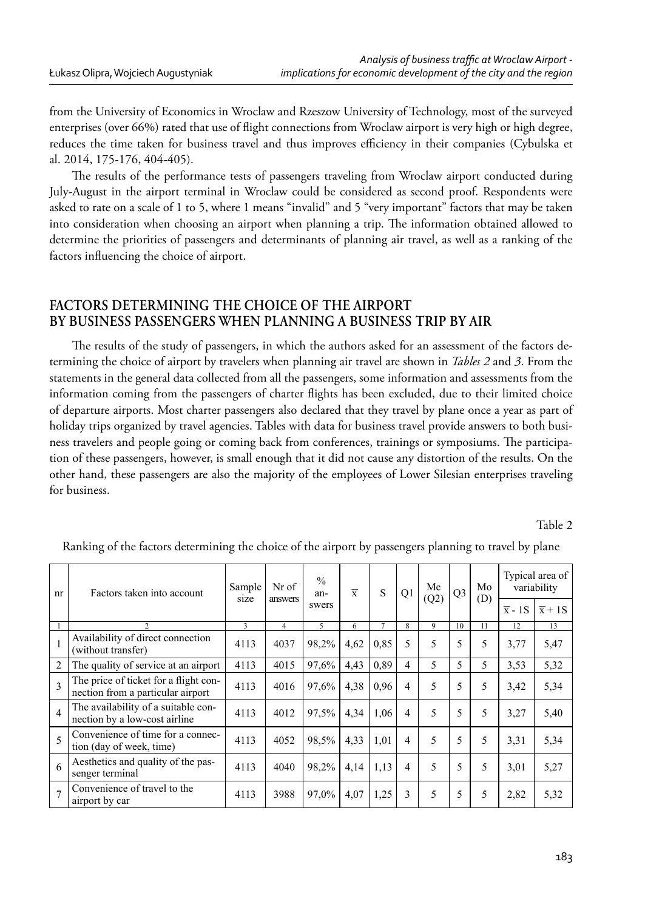from the University of Economics in Wroclaw and Rzeszow University of Technology, most of the surveyed enterprises (over 66%) rated that use of flight connections from Wroclaw airport is very high or high degree, reduces the time taken for business travel and thus improves efficiency in their companies (Cybulska et al. 2014, 175-176, 404-405).

The results of the performance tests of passengers traveling from Wroclaw airport conducted during July-August in the airport terminal in Wroclaw could be considered as second proof. Respondents were asked to rate on a scale of 1 to 5, where 1 means "invalid" and 5 "very important" factors that may be taken into consideration when choosing an airport when planning a trip. The information obtained allowed to determine the priorities of passengers and determinants of planning air travel, as well as a ranking of the factors influencing the choice of airport.

## FACTORS DETERMINING THE CHOICE OF THE AIRPORT BY BUSINESS PASSENGERS WHEN PLANNING A BUSINESS TRIP BY AIR

The results of the study of passengers, in which the authors asked for an assessment of the factors determining the choice of airport by travelers when planning air travel are shown in *Tables 2* and *3*. From the statements in the general data collected from all the passengers, some information and assessments from the information coming from the passengers of charter flights has been excluded, due to their limited choice of departure airports. Most charter passengers also declared that they travel by plane once a year as part of holiday trips organized by travel agencies. Tables with data for business travel provide answers to both business travelers and people going or coming back from conferences, trainings or symposiums. The participation of these passengers, however, is small enough that it did not cause any distortion of the results. On the other hand, these passengers are also the majority of the employees of Lower Silesian enterprises traveling for business.

Table 2

Ranking of the factors determining the choice of the airport by passengers planning to travel by plane

| nr | Factors taken into account | Sample size | Nr of answers | % answers | $\overline{x}$ | S | Q1 | Me (Q2) | Q3 | Mo (D) | Typical area of variability | |
|---|---|---|---|---|---|---|---|---|---|---|---|---|
| | | | | | | | | | | | $\overline{x}$ - 1S | $\overline{x}$ + 1S |
| 1 | 2 | 3 | 4 | 5 | 6 | 7 | 8 | 9 | 10 | 11 | 12 | 13 |
| 1 | Availability of direct connection (without transfer) | 4113 | 4037 | 98,2% | 4,62 | 0,85 | 5 | 5 | 5 | 5 | 3,77 | 5,47 |
| 2 | The quality of service at an airport | 4113 | 4015 | 97,6% | 4,43 | 0,89 | 4 | 5 | 5 | 5 | 3,53 | 5,32 |
| 3 | The price of ticket for a flight connection from a particular airport | 4113 | 4016 | 97,6% | 4,38 | 0,96 | 4 | 5 | 5 | 5 | 3,42 | 5,34 |
| 4 | The availability of a suitable connection by a low-cost airline | 4113 | 4012 | 97,5% | 4,34 | 1,06 | 4 | 5 | 5 | 5 | 3,27 | 5,40 |
| 5 | Convenience of time for a connection (day of week, time) | 4113 | 4052 | 98,5% | 4,33 | 1,01 | 4 | 5 | 5 | 5 | 3,31 | 5,34 |
| 6 | Aesthetics and quality of the passenger terminal | 4113 | 4040 | 98,2% | 4,14 | 1,13 | 4 | 5 | 5 | 5 | 3,01 | 5,27 |
| 7 | Convenience of travel to the airport by car | 4113 | 3988 | 97,0% | 4,07 | 1,25 | 3 | 5 | 5 | 5 | 2,82 | 5,32 |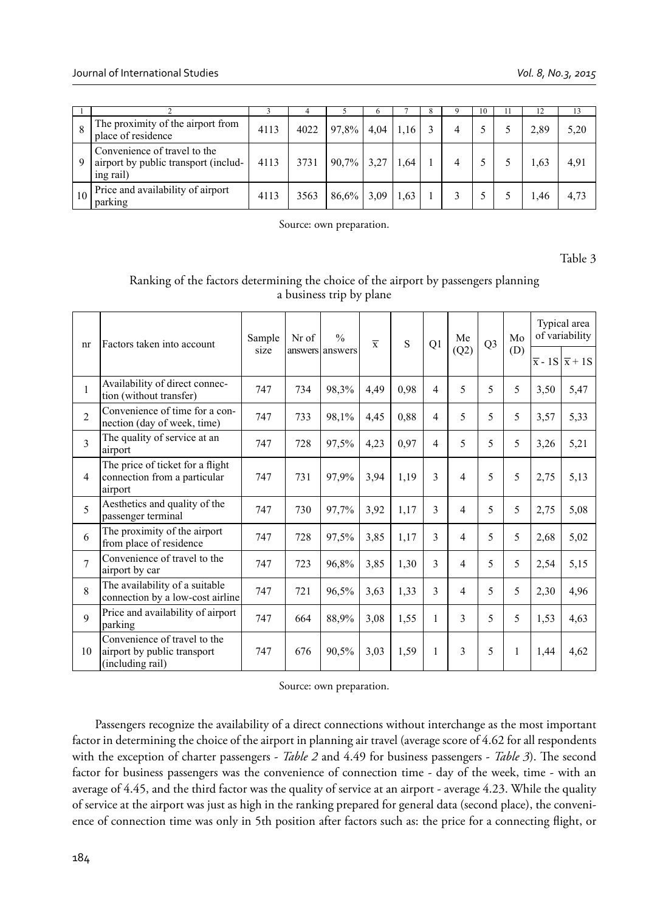| 1 | 2 | 3 | 4 | 5 | 6 | 7 | 8 | 9 | 10 | 11 | 12 | 13 |
|---|---|---|---|---|---|---|---|---|---|---|---|---|
| 8 | The proximity of the airport from place of residence | 4113 | 4022 | 97,8% | 4,04 | 1,16 | 3 | 4 | 5 | 5 | 2,89 | 5,20 |
| 9 | Convenience of travel to the airport by public transport (including rail) | 4113 | 3731 | 90,7% | 3,27 | 1,64 | 1 | 4 | 5 | 5 | 1,63 | 4,91 |
| 10 | Price and availability of airport parking | 4113 | 3563 | 86,6% | 3,09 | 1,63 | 1 | 3 | 5 | 5 | 1,46 | 4,73 |

Source: own preparation.

Table 3

Ranking of the factors determining the choice of the airport by passengers planning a business trip by plane

| nr | Factors taken into account | Sample size | Nr of answers | % answers | $\overline{x}$ | S | Q1 | Me (Q2) | Q3 | Mo (D) | Typical area of variability | |
|---|---|---|---|---|---|---|---|---|---|---|---|---|
| | | | | | | | | | | | $\overline{x}$ - 1S | $\overline{x}$ + 1S |
| 1 | Availability of direct connection (without transfer) | 747 | 734 | 98,3% | 4,49 | 0,98 | 4 | 5 | 5 | 5 | 3,50 | 5,47 |
| 2 | Convenience of time for a connection (day of week, time) | 747 | 733 | 98,1% | 4,45 | 0,88 | 4 | 5 | 5 | 5 | 3,57 | 5,33 |
| 3 | The quality of service at an airport | 747 | 728 | 97,5% | 4,23 | 0,97 | 4 | 5 | 5 | 5 | 3,26 | 5,21 |
| 4 | The price of ticket for a flight connection from a particular airport | 747 | 731 | 97,9% | 3,94 | 1,19 | 3 | 4 | 5 | 5 | 2,75 | 5,13 |
| 5 | Aesthetics and quality of the passenger terminal | 747 | 730 | 97,7% | 3,92 | 1,17 | 3 | 4 | 5 | 5 | 2,75 | 5,08 |
| 6 | The proximity of the airport from place of residence | 747 | 728 | 97,5% | 3,85 | 1,17 | 3 | 4 | 5 | 5 | 2,68 | 5,02 |
| 7 | Convenience of travel to the airport by car | 747 | 723 | 96,8% | 3,85 | 1,30 | 3 | 4 | 5 | 5 | 2,54 | 5,15 |
| 8 | The availability of a suitable connection by a low-cost airline | 747 | 721 | 96,5% | 3,63 | 1,33 | 3 | 4 | 5 | 5 | 2,30 | 4,96 |
| 9 | Price and availability of airport parking | 747 | 664 | 88,9% | 3,08 | 1,55 | 1 | 3 | 5 | 5 | 1,53 | 4,63 |
| 10 | Convenience of travel to the airport by public transport (including rail) | 747 | 676 | 90,5% | 3,03 | 1,59 | 1 | 3 | 5 | 1 | 1,44 | 4,62 |

Source: own preparation.

Passengers recognize the availability of a direct connections without interchange as the most important factor in determining the choice of the airport in planning air travel (average score of 4.62 for all respondents with the exception of charter passengers - *Table 2* and 4.49 for business passengers - *Table 3*). The second factor for business passengers was the convenience of connection time - day of the week, time - with an average of 4.45, and the third factor was the quality of service at an airport - average 4.23. While the quality of service at the airport was just as high in the ranking prepared for general data (second place), the convenience of connection time was only in 5th position after factors such as: the price for a connecting flight, or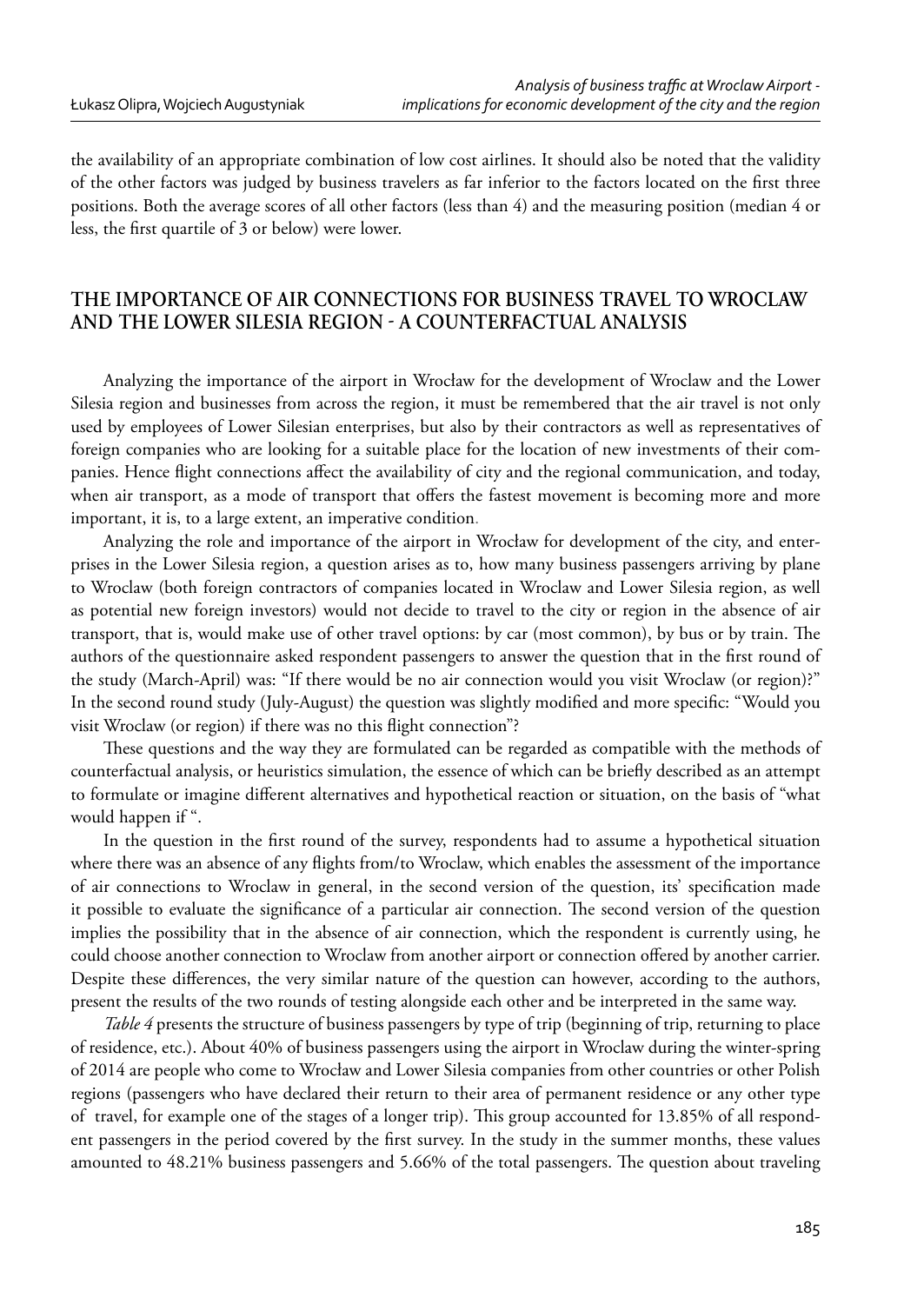the availability of an appropriate combination of low cost airlines. It should also be noted that the validity of the other factors was judged by business travelers as far inferior to the factors located on the first three positions. Both the average scores of all other factors (less than 4) and the measuring position (median 4 or less, the first quartile of 3 or below) were lower.

## THE IMPORTANCE OF AIR CONNECTIONS FOR BUSINESS TRAVEL TO WROCLAW AND THE LOWER SILESIA REGION - A COUNTERFACTUAL ANALYSIS

Analyzing the importance of the airport in Wrocław for the development of Wroclaw and the Lower Silesia region and businesses from across the region, it must be remembered that the air travel is not only used by employees of Lower Silesian enterprises, but also by their contractors as well as representatives of foreign companies who are looking for a suitable place for the location of new investments of their companies. Hence flight connections affect the availability of city and the regional communication, and today, when air transport, as a mode of transport that offers the fastest movement is becoming more and more important, it is, to a large extent, an imperative condition.

Analyzing the role and importance of the airport in Wrocław for development of the city, and enterprises in the Lower Silesia region, a question arises as to, how many business passengers arriving by plane to Wroclaw (both foreign contractors of companies located in Wroclaw and Lower Silesia region, as well as potential new foreign investors) would not decide to travel to the city or region in the absence of air transport, that is, would make use of other travel options: by car (most common), by bus or by train. The authors of the questionnaire asked respondent passengers to answer the question that in the first round of the study (March-April) was: "If there would be no air connection would you visit Wroclaw (or region)?" In the second round study (July-August) the question was slightly modified and more specific: "Would you visit Wroclaw (or region) if there was no this flight connection"?

These questions and the way they are formulated can be regarded as compatible with the methods of counterfactual analysis, or heuristics simulation, the essence of which can be briefly described as an attempt to formulate or imagine different alternatives and hypothetical reaction or situation, on the basis of "what would happen if ".

In the question in the first round of the survey, respondents had to assume a hypothetical situation where there was an absence of any flights from/to Wroclaw, which enables the assessment of the importance of air connections to Wroclaw in general, in the second version of the question, its' specification made it possible to evaluate the significance of a particular air connection. The second version of the question implies the possibility that in the absence of air connection, which the respondent is currently using, he could choose another connection to Wroclaw from another airport or connection offered by another carrier. Despite these differences, the very similar nature of the question can however, according to the authors, present the results of the two rounds of testing alongside each other and be interpreted in the same way.

*Table 4* presents the structure of business passengers by type of trip (beginning of trip, returning to place of residence, etc.). About 40% of business passengers using the airport in Wroclaw during the winter-spring of 2014 are people who come to Wrocław and Lower Silesia companies from other countries or other Polish regions (passengers who have declared their return to their area of permanent residence or any other type of travel, for example one of the stages of a longer trip). This group accounted for 13.85% of all respondent passengers in the period covered by the first survey. In the study in the summer months, these values amounted to 48.21% business passengers and 5.66% of the total passengers. The question about traveling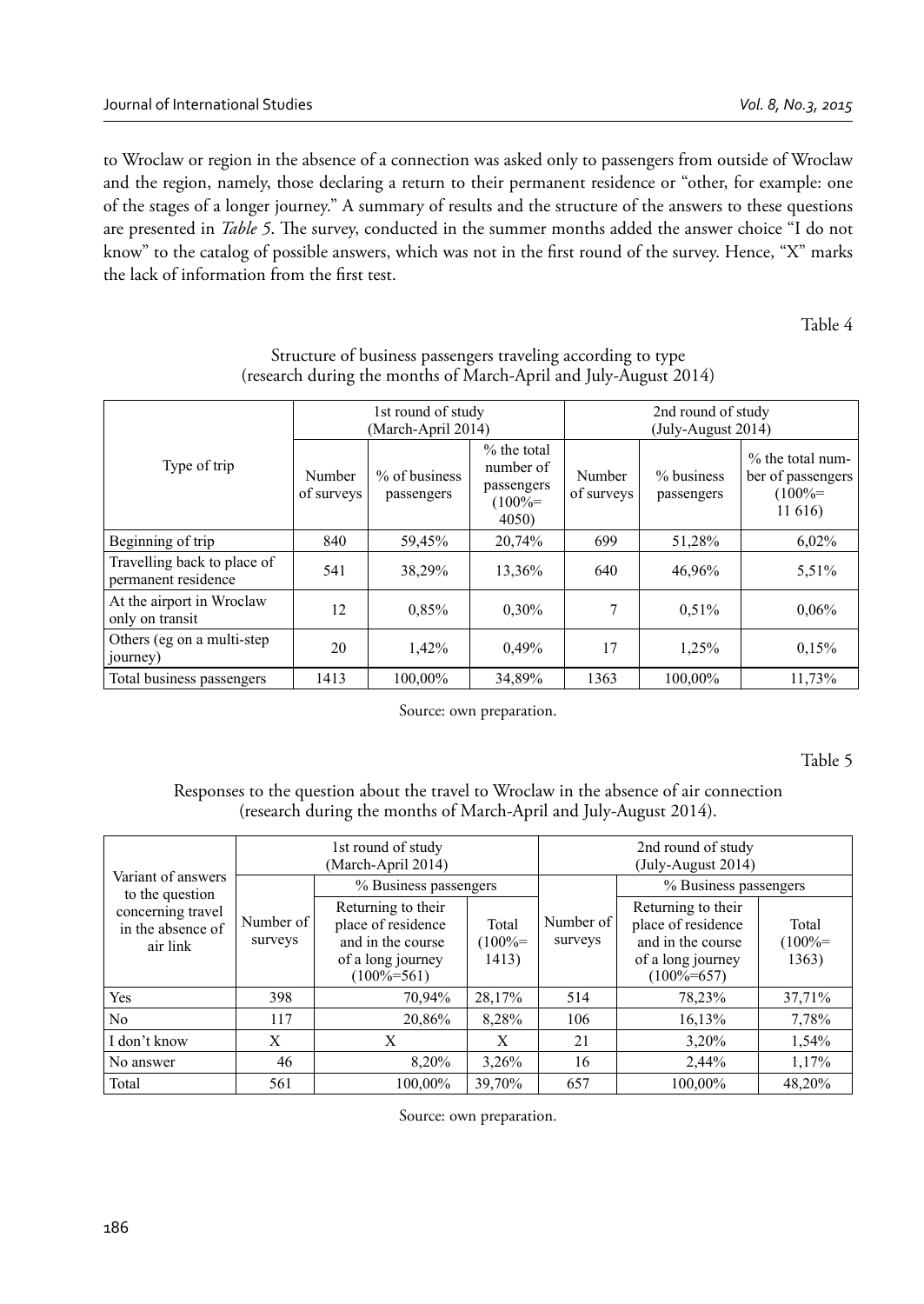to Wroclaw or region in the absence of a connection was asked only to passengers from outside of Wroclaw and the region, namely, those declaring a return to their permanent residence or "other, for example: one of the stages of a longer journey." A summary of results and the structure of the answers to these questions are presented in *Table 5*. The survey, conducted in the summer months added the answer choice "I do not know" to the catalog of possible answers, which was not in the first round of the survey. Hence, "X" marks the lack of information from the first test.

Table 4

Structure of business passengers traveling according to type
(research during the months of March-April and July-August 2014)

| Type of trip | 1st round of study (March-April 2014) | | | 2nd round of study (July-August 2014) | | |
|---|---|---|---|---|---|---|
| | Number of surveys | % of business passengers | % the total number of passengers (100%= 4050) | Number of surveys | % business passengers | % the total number of passengers (100%= 11 616) |
| Beginning of trip | 840 | 59,45% | 20,74% | 699 | 51,28% | 6,02% |
| Travelling back to place of permanent residence | 541 | 38,29% | 13,36% | 640 | 46,96% | 5,51% |
| At the airport in Wroclaw only on transit | 12 | 0,85% | 0,30% | 7 | 0,51% | 0,06% |
| Others (eg on a multi-step journey) | 20 | 1,42% | 0,49% | 17 | 1,25% | 0,15% |
| Total business passengers | 1413 | 100,00% | 34,89% | 1363 | 100,00% | 11,73% |

Source: own preparation.

Table 5

Responses to the question about the travel to Wroclaw in the absence of air connection
(research during the months of March-April and July-August 2014).

| Variant of answers to the question concerning travel in the absence of air link | 1st round of study (March-April 2014) | | | 2nd round of study (July-August 2014) | | |
|---|---|---|---|---|---|---|
| | Number of surveys | % Business passengers | | Number of surveys | % Business passengers | |
| | | Returning to their place of residence and in the course of a long journey (100%=561) | Total (100%= 1413) | | Returning to their place of residence and in the course of a long journey (100%=657) | Total (100%= 1363) |
| Yes | 398 | 70,94% | 28,17% | 514 | 78,23% | 37,71% |
| No | 117 | 20,86% | 8,28% | 106 | 16,13% | 7,78% |
| I don't know | X | X | X | 21 | 3,20% | 1,54% |
| No answer | 46 | 8,20% | 3,26% | 16 | 2,44% | 1,17% |
| Total | 561 | 100,00% | 39,70% | 657 | 100,00% | 48,20% |

Source: own preparation.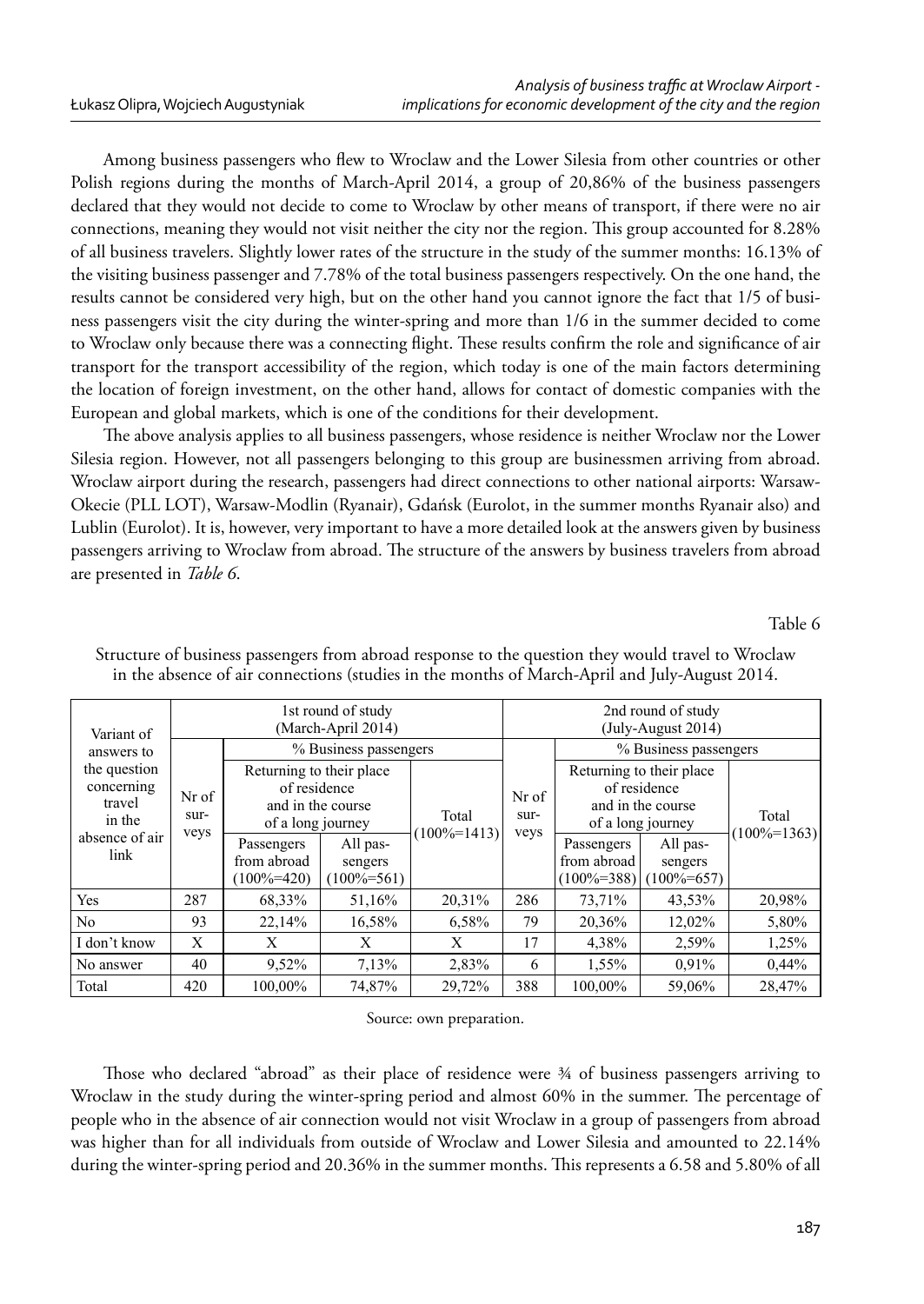Among business passengers who flew to Wroclaw and the Lower Silesia from other countries or other Polish regions during the months of March-April 2014, a group of 20,86% of the business passengers declared that they would not decide to come to Wroclaw by other means of transport, if there were no air connections, meaning they would not visit neither the city nor the region. This group accounted for 8.28% of all business travelers. Slightly lower rates of the structure in the study of the summer months: 16.13% of the visiting business passenger and 7.78% of the total business passengers respectively. On the one hand, the results cannot be considered very high, but on the other hand you cannot ignore the fact that 1/5 of business passengers visit the city during the winter-spring and more than 1/6 in the summer decided to come to Wroclaw only because there was a connecting flight. These results confirm the role and significance of air transport for the transport accessibility of the region, which today is one of the main factors determining the location of foreign investment, on the other hand, allows for contact of domestic companies with the European and global markets, which is one of the conditions for their development.

The above analysis applies to all business passengers, whose residence is neither Wroclaw nor the Lower Silesia region. However, not all passengers belonging to this group are businessmen arriving from abroad. Wroclaw airport during the research, passengers had direct connections to other national airports: Warsaw-Okecie (PLL LOT), Warsaw-Modlin (Ryanair), Gdańsk (Eurolot, in the summer months Ryanair also) and Lublin (Eurolot). It is, however, very important to have a more detailed look at the answers given by business passengers arriving to Wroclaw from abroad. The structure of the answers by business travelers from abroad are presented in *Table 6*.

Table 6

Structure of business passengers from abroad response to the question they would travel to Wroclaw in the absence of air connections (studies in the months of March-April and July-August 2014.

| Variant of answers to the question concerning travel in the absence of air link | 1st round of study (March-April 2014) | | | | 2nd round of study (July-August 2014) | | | |
|---|---|---|---|---|---|---|---|---|
| | Nr of surveys | % Business passengers | | | Nr of surveys | % Business passengers | | |
| | | Returning to their place of residence and in the course of a long journey | | Total (100%=1413) | | Returning to their place of residence and in the course of a long journey | | Total (100%=1363) |
| | | Passengers from abroad (100%=420) | All passengers (100%=561) | | | Passengers from abroad (100%=388) | All passengers (100%=657) | |
| Yes | 287 | 68,33% | 51,16% | 20,31% | 286 | 73,71% | 43,53% | 20,98% |
| No | 93 | 22,14% | 16,58% | 6,58% | 79 | 20,36% | 12,02% | 5,80% |
| I don't know | X | X | X | X | 17 | 4,38% | 2,59% | 1,25% |
| No answer | 40 | 9,52% | 7,13% | 2,83% | 6 | 1,55% | 0,91% | 0,44% |
| Total | 420 | 100,00% | 74,87% | 29,72% | 388 | 100,00% | 59,06% | 28,47% |

Source: own preparation.

Those who declared "abroad" as their place of residence were ¾ of business passengers arriving to Wroclaw in the study during the winter-spring period and almost 60% in the summer. The percentage of people who in the absence of air connection would not visit Wroclaw in a group of passengers from abroad was higher than for all individuals from outside of Wroclaw and Lower Silesia and amounted to 22.14% during the winter-spring period and 20.36% in the summer months. This represents a 6.58 and 5.80% of all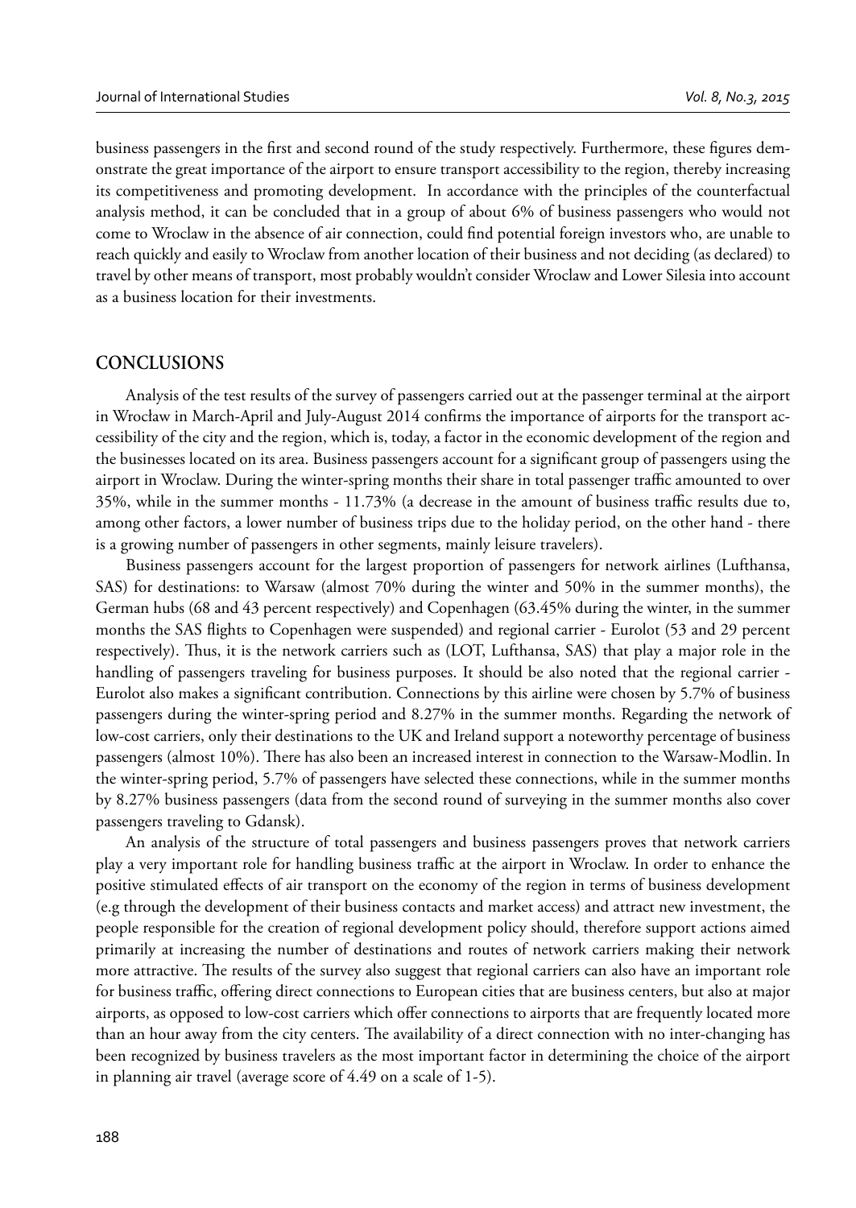business passengers in the first and second round of the study respectively. Furthermore, these figures demonstrate the great importance of the airport to ensure transport accessibility to the region, thereby increasing its competitiveness and promoting development. In accordance with the principles of the counterfactual analysis method, it can be concluded that in a group of about 6% of business passengers who would not come to Wroclaw in the absence of air connection, could find potential foreign investors who, are unable to reach quickly and easily to Wroclaw from another location of their business and not deciding (as declared) to travel by other means of transport, most probably wouldn't consider Wroclaw and Lower Silesia into account as a business location for their investments.

## CONCLUSIONS

Analysis of the test results of the survey of passengers carried out at the passenger terminal at the airport in Wrocław in March-April and July-August 2014 confirms the importance of airports for the transport accessibility of the city and the region, which is, today, a factor in the economic development of the region and the businesses located on its area. Business passengers account for a significant group of passengers using the airport in Wroclaw. During the winter-spring months their share in total passenger traffic amounted to over 35%, while in the summer months - 11.73% (a decrease in the amount of business traffic results due to, among other factors, a lower number of business trips due to the holiday period, on the other hand - there is a growing number of passengers in other segments, mainly leisure travelers).

Business passengers account for the largest proportion of passengers for network airlines (Lufthansa, SAS) for destinations: to Warsaw (almost 70% during the winter and 50% in the summer months), the German hubs (68 and 43 percent respectively) and Copenhagen (63.45% during the winter, in the summer months the SAS flights to Copenhagen were suspended) and regional carrier - Eurolot (53 and 29 percent respectively). Thus, it is the network carriers such as (LOT, Lufthansa, SAS) that play a major role in the handling of passengers traveling for business purposes. It should be also noted that the regional carrier - Eurolot also makes a significant contribution. Connections by this airline were chosen by 5.7% of business passengers during the winter-spring period and 8.27% in the summer months. Regarding the network of low-cost carriers, only their destinations to the UK and Ireland support a noteworthy percentage of business passengers (almost 10%). There has also been an increased interest in connection to the Warsaw-Modlin. In the winter-spring period, 5.7% of passengers have selected these connections, while in the summer months by 8.27% business passengers (data from the second round of surveying in the summer months also cover passengers traveling to Gdansk).

An analysis of the structure of total passengers and business passengers proves that network carriers play a very important role for handling business traffic at the airport in Wroclaw. In order to enhance the positive stimulated effects of air transport on the economy of the region in terms of business development (e.g through the development of their business contacts and market access) and attract new investment, the people responsible for the creation of regional development policy should, therefore support actions aimed primarily at increasing the number of destinations and routes of network carriers making their network more attractive. The results of the survey also suggest that regional carriers can also have an important role for business traffic, offering direct connections to European cities that are business centers, but also at major airports, as opposed to low-cost carriers which offer connections to airports that are frequently located more than an hour away from the city centers. The availability of a direct connection with no inter-changing has been recognized by business travelers as the most important factor in determining the choice of the airport in planning air travel (average score of 4.49 on a scale of 1-5).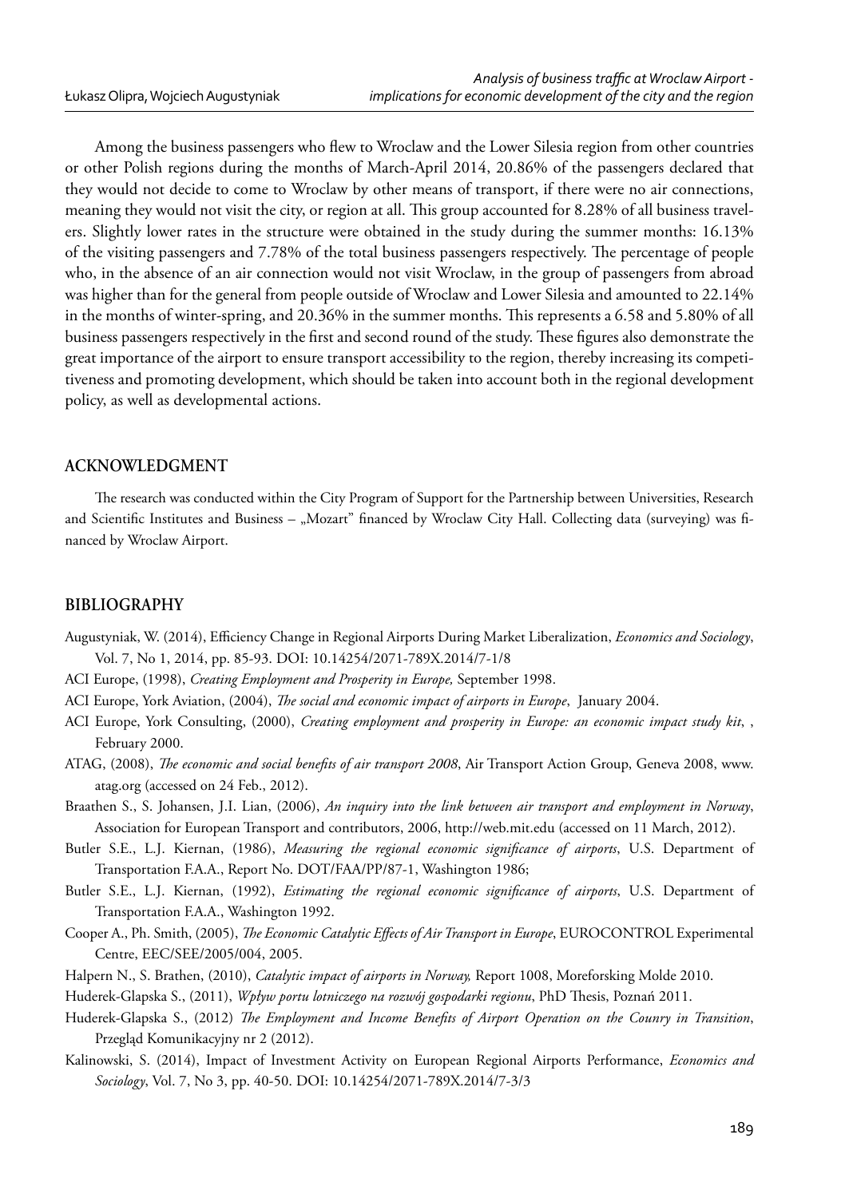Among the business passengers who flew to Wroclaw and the Lower Silesia region from other countries or other Polish regions during the months of March-April 2014, 20.86% of the passengers declared that they would not decide to come to Wroclaw by other means of transport, if there were no air connections, meaning they would not visit the city, or region at all. This group accounted for 8.28% of all business travelers. Slightly lower rates in the structure were obtained in the study during the summer months: 16.13% of the visiting passengers and 7.78% of the total business passengers respectively. The percentage of people who, in the absence of an air connection would not visit Wroclaw, in the group of passengers from abroad was higher than for the general from people outside of Wroclaw and Lower Silesia and amounted to 22.14% in the months of winter-spring, and 20.36% in the summer months. This represents a 6.58 and 5.80% of all business passengers respectively in the first and second round of the study. These figures also demonstrate the great importance of the airport to ensure transport accessibility to the region, thereby increasing its competitiveness and promoting development, which should be taken into account both in the regional development policy, as well as developmental actions.

## ACKNOWLEDGMENT

The research was conducted within the City Program of Support for the Partnership between Universities, Research and Scientific Institutes and Business – „Mozart" financed by Wroclaw City Hall. Collecting data (surveying) was financed by Wroclaw Airport.

## BIBLIOGRAPHY

Augustyniak, W. (2014), Efficiency Change in Regional Airports During Market Liberalization, *Economics and Sociology*, Vol. 7, No 1, 2014, pp. 85-93. DOI: 10.14254/2071-789X.2014/7-1/8

ACI Europe, (1998), *Creating Employment and Prosperity in Europe,* September 1998.

ACI Europe, York Aviation, (2004), *The social and economic impact of airports in Europe*, January 2004.

ACI Europe, York Consulting, (2000), *Creating employment and prosperity in Europe: an economic impact study kit*, , February 2000.

ATAG, (2008), *The economic and social benefits of air transport 2008*, Air Transport Action Group, Geneva 2008, www.atag.org (accessed on 24 Feb., 2012).

Braathen S., S. Johansen, J.I. Lian, (2006), *An inquiry into the link between air transport and employment in Norway*, Association for European Transport and contributors, 2006, http://web.mit.edu (accessed on 11 March, 2012).

Butler S.E., L.J. Kiernan, (1986), *Measuring the regional economic significance of airports*, U.S. Department of Transportation F.A.A., Report No. DOT/FAA/PP/87-1, Washington 1986;

Butler S.E., L.J. Kiernan, (1992), *Estimating the regional economic significance of airports*, U.S. Department of Transportation F.A.A., Washington 1992.

Cooper A., Ph. Smith, (2005), *The Economic Catalytic Effects of Air Transport in Europe*, EUROCONTROL Experimental Centre, EEC/SEE/2005/004, 2005.

Halpern N., S. Brathen, (2010), *Catalytic impact of airports in Norway,* Report 1008, Moreforsking Molde 2010.

Huderek-Glapska S., (2011), *Wpływ portu lotniczego na rozwój gospodarki regionu*, PhD Thesis, Poznań 2011.

Huderek-Glapska S., (2012) *The Employment and Income Benefits of Airport Operation on the Counry in Transition*, Przegląd Komunikacyjny nr 2 (2012).

Kalinowski, S. (2014), Impact of Investment Activity on European Regional Airports Performance, *Economics and Sociology*, Vol. 7, No 3, pp. 40-50. DOI: 10.14254/2071-789X.2014/7-3/3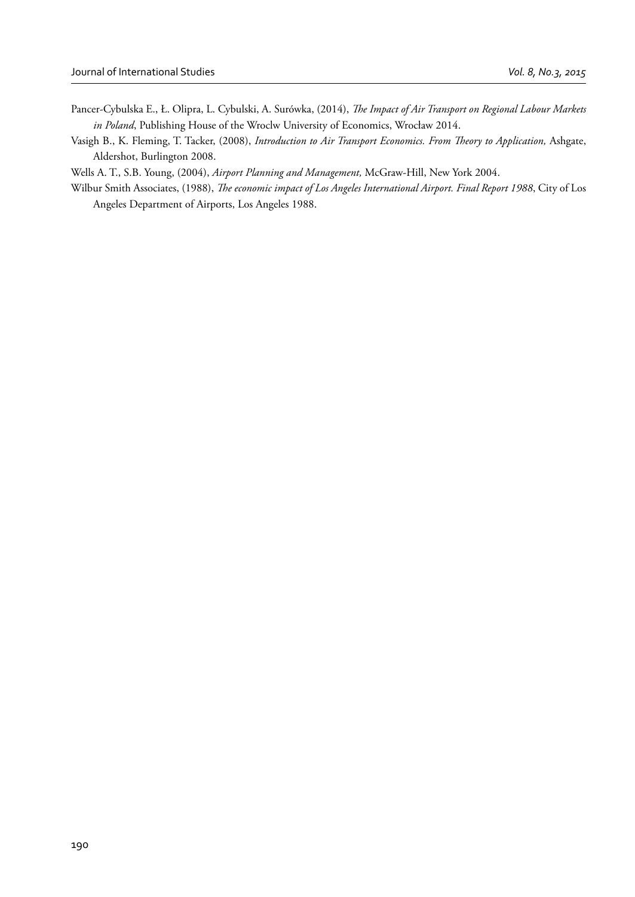Pancer-Cybulska E., Ł. Olipra, L. Cybulski, A. Surówka, (2014), *The Impact of Air Transport on Regional Labour Markets in Poland*, Publishing House of the Wroclw University of Economics, Wrocław 2014.

Vasigh B., K. Fleming, T. Tacker, (2008), *Introduction to Air Transport Economics. From Theory to Application,* Ashgate, Aldershot, Burlington 2008.

Wells A. T., S.B. Young, (2004), *Airport Planning and Management,* McGraw-Hill, New York 2004.

Wilbur Smith Associates, (1988), *The economic impact of Los Angeles International Airport. Final Report 1988*, City of Los Angeles Department of Airports, Los Angeles 1988.